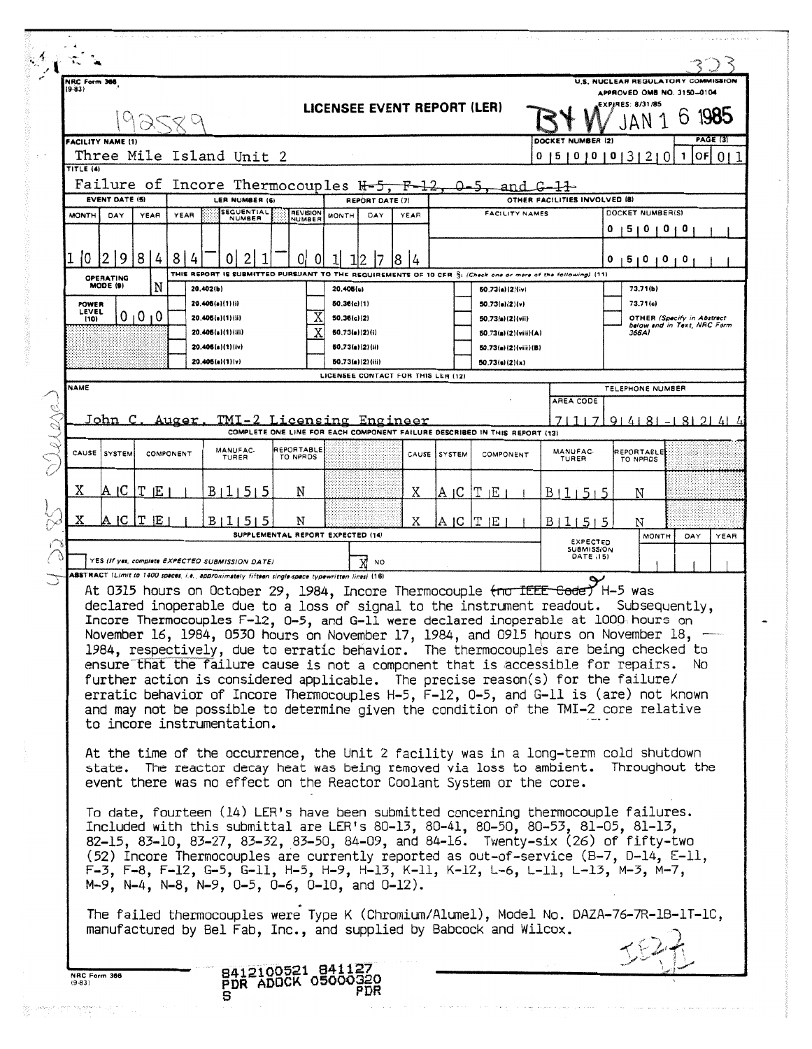NRC Form 366 (9-83)

# LICENSEE EVENT REPORT (LER)

U.S. NUCLEAR REGULATORY COMMISSION
APPROVED OMB NO. 3150-0104
EXPIRES: 8/31/85

192589

JAN 1 6 1985

| FACILITY NAME (1) | DOCKET NUMBER (2) | PAGE (3) |
|---|---|---|
| Three Mile Island Unit 2 | 0 5 0 0 0 3 2 0 | 1 OF 0 1 |

TITLE (4)

Failure of Incore Thermocouples ~~H-5, F-12, O-5, and G-11~~

| EVENT DATE (5) | | | LER NUMBER (6) | | | | REPORT DATE (7) | | | OTHER FACILITIES INVOLVED (8) | |
|---|---|---|---|---|---|---|---|---|---|---|---|
| MONTH | DAY | YEAR | YEAR | SEQUENTIAL NUMBER | REVISION NUMBER | | MONTH | DAY | YEAR | FACILITY NAMES | DOCKET NUMBER(S) |
| 1 0 | 2 9 | 8 4 | 8 4 | 0 2 1 | 0 0 | | 1 1 | 2 7 | 8 4 | | 0 5 0 0 0 |
| | | | | | | | | | | | 0 5 0 0 0 |

OPERATING MODE (9): N

POWER LEVEL (10): 0 0 0

THIS REPORT IS SUBMITTED PURSUANT TO THE REQUIREMENTS OF 10 CFR §: (Check one or more of the following) (11)

- [ ] 20.402(b)
- [ ] 20.405(a)(1)(i)
- [ ] 20.405(a)(1)(ii)
- [ ] 20.405(a)(1)(iii)
- [ ] 20.405(a)(1)(iv)
- [ ] 20.405(a)(1)(v)
- [ ] 20.405(c)
- [ ] 50.36(c)(1)
- [X] 50.36(c)(2)
- [X] 50.73(a)(2)(i)
- [ ] 50.73(a)(2)(ii)
- [ ] 50.73(a)(2)(iii)
- [ ] 50.73(a)(2)(iv)
- [ ] 50.73(a)(2)(v)
- [ ] 50.73(a)(2)(vii)
- [ ] 50.73(a)(2)(viii)(A)
- [ ] 50.73(a)(2)(viii)(B)
- [ ] 50.73(a)(2)(x)
- [ ] 73.71(b)
- [ ] 73.71(c)
- [ ] OTHER (Specify in Abstract below and in Text, NRC Form 366A)

LICENSEE CONTACT FOR THIS LER (12)

| NAME | TELEPHONE NUMBER |
|---|---|
| John C. Auger, TMI-2 Licensing Engineer | 7 1 7 9 4 8 - 8 2 4 4 |

COMPLETE ONE LINE FOR EACH COMPONENT FAILURE DESCRIBED IN THIS REPORT (13)

| CAUSE | SYSTEM | COMPONENT | MANUFACTURER | REPORTABLE TO NPRDS | CAUSE | SYSTEM | COMPONENT | MANUFACTURER | REPORTABLE TO NPRDS |
|---|---|---|---|---|---|---|---|---|---|
| X | A C | T E | B 1 5 5 | N | X | A C | T E | B 1 5 5 | N |
| X | A C | T E | B 1 5 5 | N | X | A C | T E | B 1 5 5 | N |

SUPPLEMENTAL REPORT EXPECTED (14)

- [ ] YES (If yes, complete EXPECTED SUBMISSION DATE)
- [X] NO

EXPECTED SUBMISSION DATE (15)

ABSTRACT (Limit to 1400 spaces, i.e., approximately fifteen single-space typewritten lines) (16)

At 0315 hours on October 29, 1984, Incore Thermocouple ~~(no IEEE Code)~~ H-5 was declared inoperable due to a loss of signal to the instrument readout. Subsequently, Incore Thermocouples F-12, O-5, and G-11 were declared inoperable at 1000 hours on November 16, 1984, 0530 hours on November 17, 1984, and 0915 hours on November 18, 1984, respectively, due to erratic behavior. The thermocouples are being checked to ensure that the failure cause is not a component that is accessible for repairs. No further action is considered applicable. The precise reason(s) for the failure/erratic behavior of Incore Thermocouples H-5, F-12, O-5, and G-11 is (are) not known and may not be possible to determine given the condition of the TMI-2 core relative to incore instrumentation.

At the time of the occurrence, the Unit 2 facility was in a long-term cold shutdown state. The reactor decay heat was being removed via loss to ambient. Throughout the event there was no effect on the Reactor Coolant System or the core.

To date, fourteen (14) LER's have been submitted concerning thermocouple failures. Included with this submittal are LER's 80-13, 80-41, 80-50, 80-53, 81-05, 81-13, 82-15, 83-10, 83-27, 83-32, 83-50, 84-09, and 84-16. Twenty-six (26) of fifty-two (52) Incore Thermocouples are currently reported as out-of-service (B-7, D-14, E-11, F-3, F-8, F-12, G-5, G-11, H-5, H-9, H-13, K-11, K-12, L-6, L-11, L-13, M-3, M-7, M-9, N-4, N-8, N-9, O-5, O-6, O-10, and O-12).

The failed thermocouples were Type K (Chromium/Alumel), Model No. DAZA-76-7R-1B-1T-1C, manufactured by Bel Fab, Inc., and supplied by Babcock and Wilcox.

8412100521 841127
PDR ADOCK 05000320
S PDR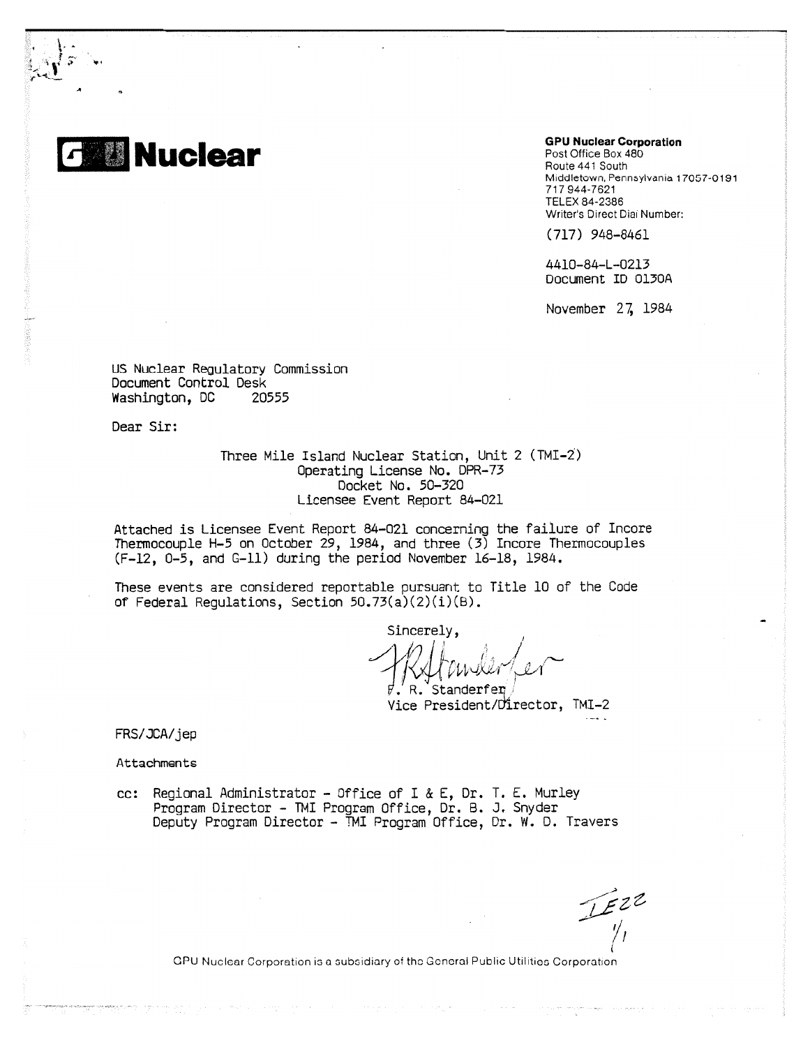# GPU Nuclear

**GPU Nuclear Corporation**
Post Office Box 480
Route 441 South
Middletown, Pennsylvania 17057-0191
717 944-7621
TELEX 84-2386
Writer's Direct Dial Number:

(717) 948-8461

4410-84-L-0213
Document ID 0130A

November 27, 1984

US Nuclear Regulatory Commission
Document Control Desk
Washington, DC 20555

Dear Sir:

Three Mile Island Nuclear Station, Unit 2 (TMI-2)
Operating License No. DPR-73
Docket No. 50-320
Licensee Event Report 84-021

Attached is Licensee Event Report 84-021 concerning the failure of Incore Thermocouple H-5 on October 29, 1984, and three (3) Incore Thermocouples (F-12, O-5, and G-11) during the period November 16-18, 1984.

These events are considered reportable pursuant to Title 10 of the Code of Federal Regulations, Section 50.73(a)(2)(i)(B).

Sincerely,

F. R. Standerfer
Vice President/Director, TMI-2

FRS/JCA/jep

Attachments

cc: Regional Administrator - Office of I & E, Dr. T. E. Murley
Program Director - TMI Program Office, Dr. B. J. Snyder
Deputy Program Director - TMI Program Office, Dr. W. D. Travers

IE22
1/1

GPU Nuclear Corporation is a subsidiary of the General Public Utilities Corporation